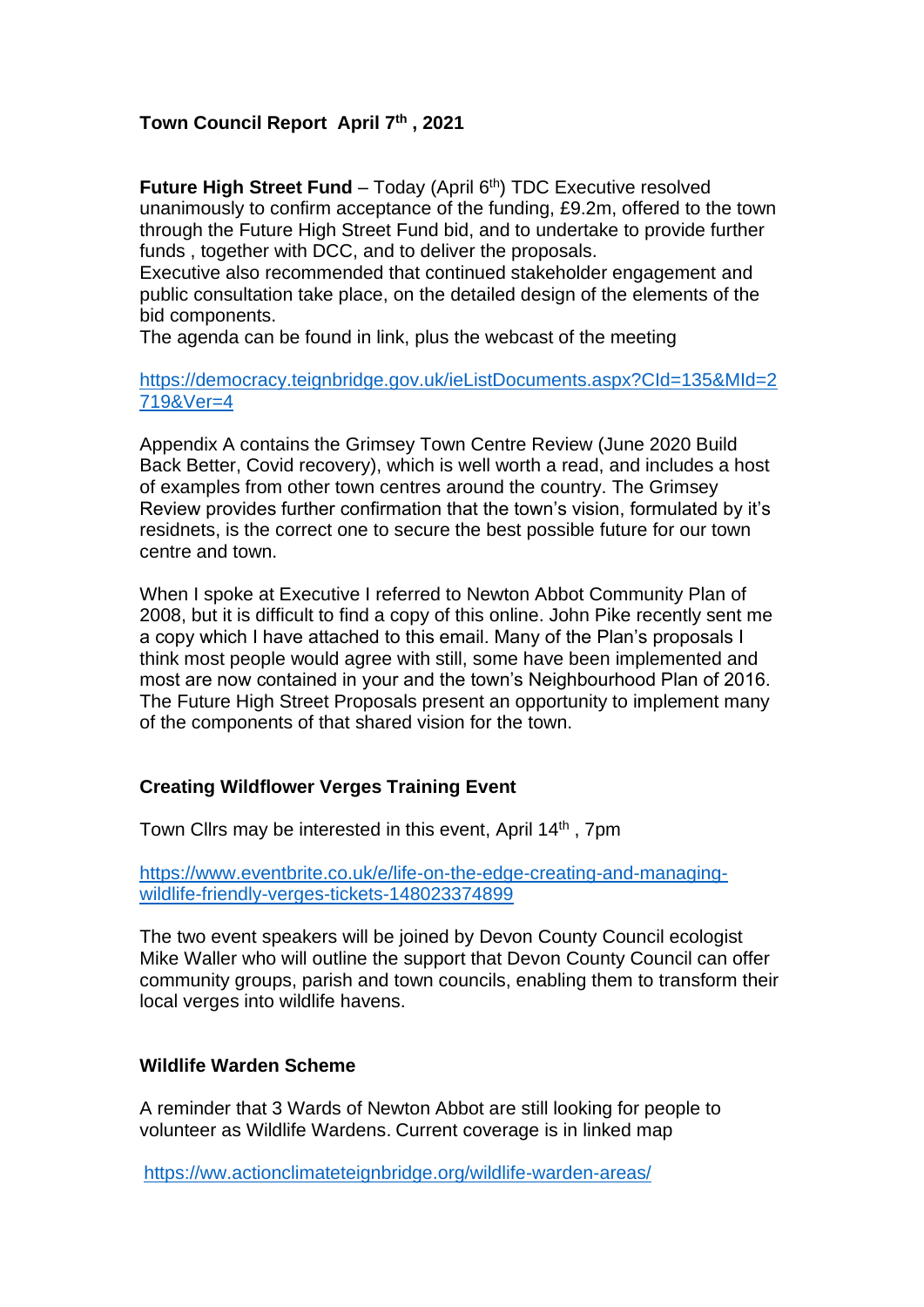**Town Council Report April 7th , 2021**

**Future High Street Fund** – Today (April 6th) TDC Executive resolved unanimously to confirm acceptance of the funding, £9.2m, offered to the town through the Future High Street Fund bid, and to undertake to provide further funds , together with DCC, and to deliver the proposals.
Executive also recommended that continued stakeholder engagement and public consultation take place, on the detailed design of the elements of the bid components.
The agenda can be found in link, plus the webcast of the meeting

https://democracy.teignbridge.gov.uk/ieListDocuments.aspx?CId=135&MId=2719&Ver=4

Appendix A contains the Grimsey Town Centre Review (June 2020 Build Back Better, Covid recovery), which is well worth a read, and includes a host of examples from other town centres around the country. The Grimsey Review provides further confirmation that the town's vision, formulated by it's residnets, is the correct one to secure the best possible future for our town centre and town.

When I spoke at Executive I referred to Newton Abbot Community Plan of 2008, but it is difficult to find a copy of this online. John Pike recently sent me a copy which I have attached to this email. Many of the Plan's proposals I think most people would agree with still, some have been implemented and most are now contained in your and the town's Neighbourhood Plan of 2016. The Future High Street Proposals present an opportunity to implement many of the components of that shared vision for the town.

**Creating Wildflower Verges Training Event**

Town Cllrs may be interested in this event, April 14th , 7pm

https://www.eventbrite.co.uk/e/life-on-the-edge-creating-and-managing-wildlife-friendly-verges-tickets-148023374899

The two event speakers will be joined by Devon County Council ecologist Mike Waller who will outline the support that Devon County Council can offer community groups, parish and town councils, enabling them to transform their local verges into wildlife havens.

**Wildlife Warden Scheme**

A reminder that 3 Wards of Newton Abbot are still looking for people to volunteer as Wildlife Wardens. Current coverage is in linked map

https://ww.actionclimateteignbridge.org/wildlife-warden-areas/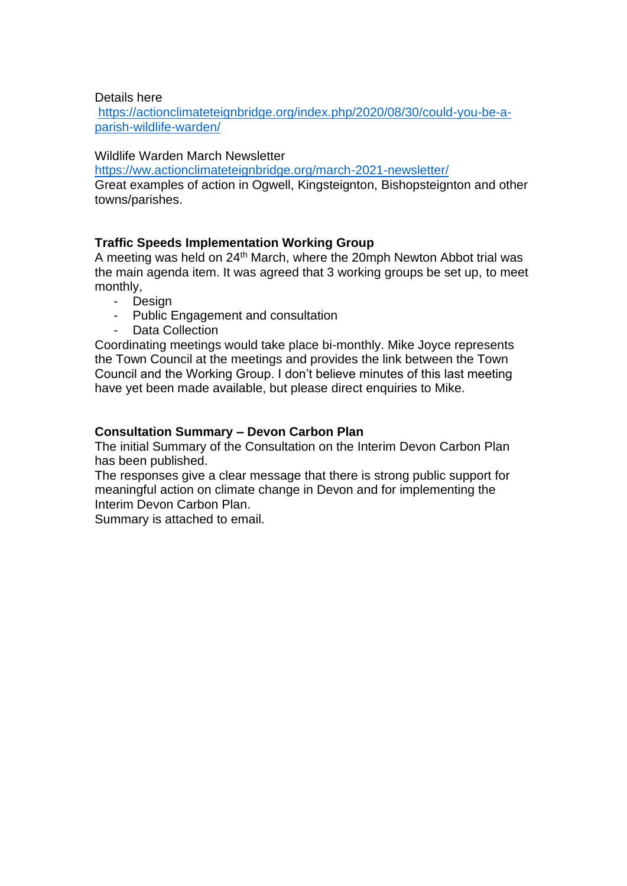Details here
https://actionclimateteignbridge.org/index.php/2020/08/30/could-you-be-a-parish-wildlife-warden/

Wildlife Warden March Newsletter
https://ww.actionclimateteignbridge.org/march-2021-newsletter/
Great examples of action in Ogwell, Kingsteignton, Bishopsteignton and other towns/parishes.

**Traffic Speeds Implementation Working Group**
A meeting was held on 24th March, where the 20mph Newton Abbot trial was the main agenda item. It was agreed that 3 working groups be set up, to meet monthly,

- Design
- Public Engagement and consultation
- Data Collection

Coordinating meetings would take place bi-monthly. Mike Joyce represents the Town Council at the meetings and provides the link between the Town Council and the Working Group. I don't believe minutes of this last meeting have yet been made available, but please direct enquiries to Mike.

**Consultation Summary – Devon Carbon Plan**
The initial Summary of the Consultation on the Interim Devon Carbon Plan has been published.
The responses give a clear message that there is strong public support for meaningful action on climate change in Devon and for implementing the Interim Devon Carbon Plan.
Summary is attached to email.